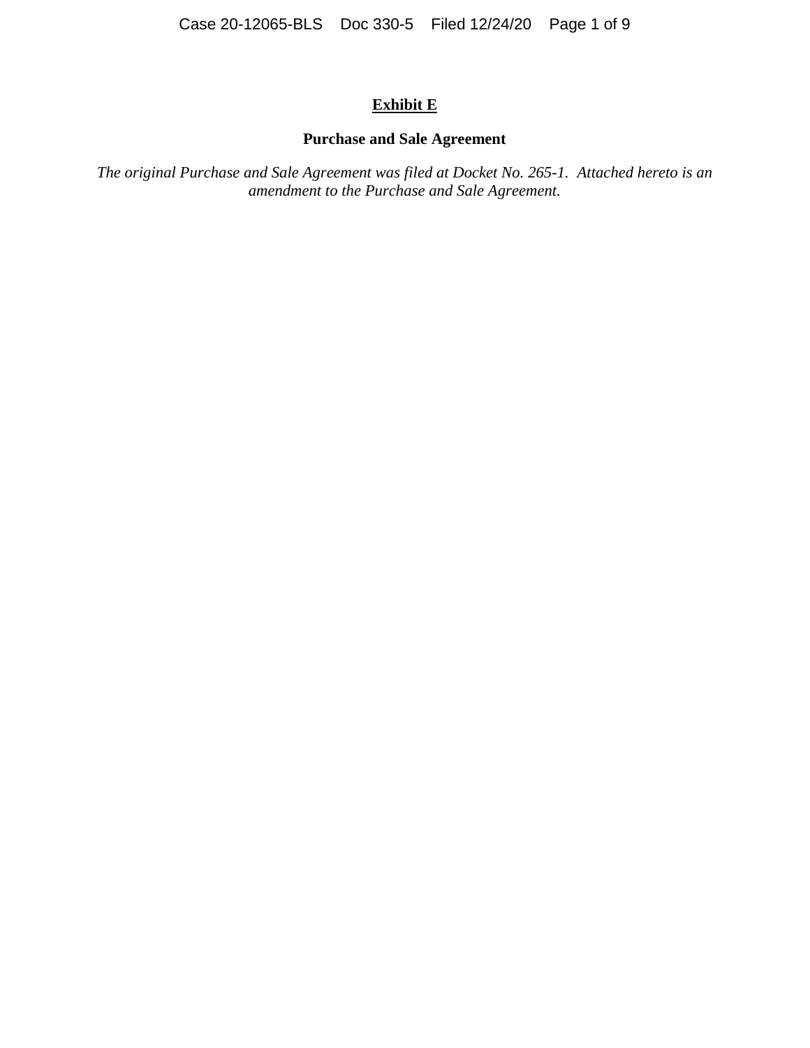# **<u>Exhibit E</u>**

## **Purchase and Sale Agreement**

*The original Purchase and Sale Agreement was filed at Docket No. 265-1. Attached hereto is an amendment to the Purchase and Sale Agreement.*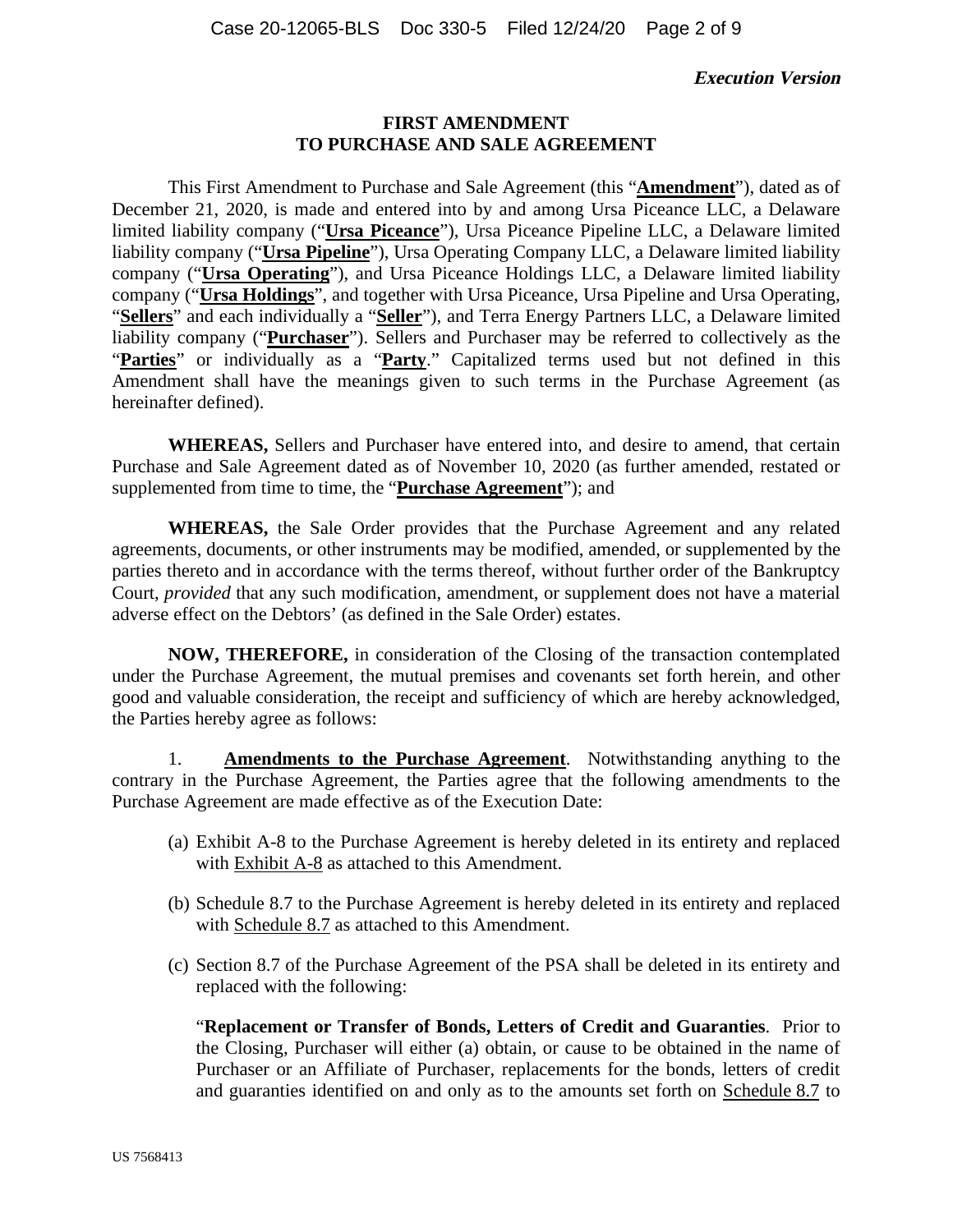*Execution Version*

## FIRST AMENDMENT TO PURCHASE AND SALE AGREEMENT

This First Amendment to Purchase and Sale Agreement (this "**Amendment**"), dated as of December 21, 2020, is made and entered into by and among Ursa Piceance LLC, a Delaware limited liability company ("**Ursa Piceance**"), Ursa Piceance Pipeline LLC, a Delaware limited liability company ("**Ursa Pipeline**"), Ursa Operating Company LLC, a Delaware limited liability company ("**Ursa Operating**"), and Ursa Piceance Holdings LLC, a Delaware limited liability company ("**Ursa Holdings**", and together with Ursa Piceance, Ursa Pipeline and Ursa Operating, "**Sellers**" and each individually a "**Seller**"), and Terra Energy Partners LLC, a Delaware limited liability company ("**Purchaser**"). Sellers and Purchaser may be referred to collectively as the "**Parties**" or individually as a "**Party**." Capitalized terms used but not defined in this Amendment shall have the meanings given to such terms in the Purchase Agreement (as hereinafter defined).

**WHEREAS,** Sellers and Purchaser have entered into, and desire to amend, that certain Purchase and Sale Agreement dated as of November 10, 2020 (as further amended, restated or supplemented from time to time, the "**Purchase Agreement**"); and

**WHEREAS,** the Sale Order provides that the Purchase Agreement and any related agreements, documents, or other instruments may be modified, amended, or supplemented by the parties thereto and in accordance with the terms thereof, without further order of the Bankruptcy Court, *provided* that any such modification, amendment, or supplement does not have a material adverse effect on the Debtors' (as defined in the Sale Order) estates.

**NOW, THEREFORE,** in consideration of the Closing of the transaction contemplated under the Purchase Agreement, the mutual premises and covenants set forth herein, and other good and valuable consideration, the receipt and sufficiency of which are hereby acknowledged, the Parties hereby agree as follows:

1. **Amendments to the Purchase Agreement**. Notwithstanding anything to the contrary in the Purchase Agreement, the Parties agree that the following amendments to the Purchase Agreement are made effective as of the Execution Date:

   (a) Exhibit A-8 to the Purchase Agreement is hereby deleted in its entirety and replaced with Exhibit A-8 as attached to this Amendment.

   (b) Schedule 8.7 to the Purchase Agreement is hereby deleted in its entirety and replaced with Schedule 8.7 as attached to this Amendment.

   (c) Section 8.7 of the Purchase Agreement of the PSA shall be deleted in its entirety and replaced with the following:

   "**Replacement or Transfer of Bonds, Letters of Credit and Guaranties**. Prior to the Closing, Purchaser will either (a) obtain, or cause to be obtained in the name of Purchaser or an Affiliate of Purchaser, replacements for the bonds, letters of credit and guaranties identified on and only as to the amounts set forth on Schedule 8.7 to

US 7568413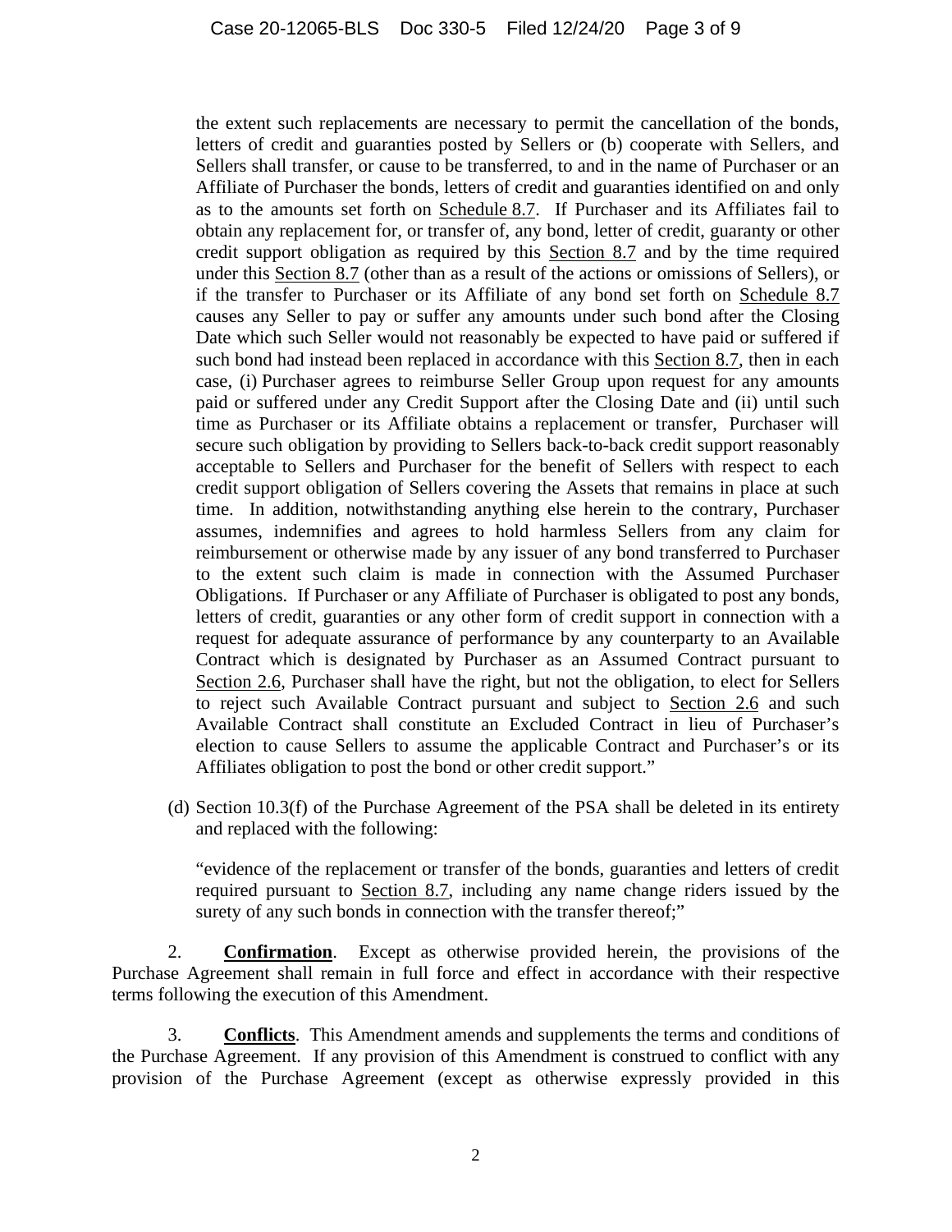the extent such replacements are necessary to permit the cancellation of the bonds, letters of credit and guaranties posted by Sellers or (b) cooperate with Sellers, and Sellers shall transfer, or cause to be transferred, to and in the name of Purchaser or an Affiliate of Purchaser the bonds, letters of credit and guaranties identified on and only as to the amounts set forth on Schedule 8.7. If Purchaser and its Affiliates fail to obtain any replacement for, or transfer of, any bond, letter of credit, guaranty or other credit support obligation as required by this Section 8.7 and by the time required under this Section 8.7 (other than as a result of the actions or omissions of Sellers), or if the transfer to Purchaser or its Affiliate of any bond set forth on Schedule 8.7 causes any Seller to pay or suffer any amounts under such bond after the Closing Date which such Seller would not reasonably be expected to have paid or suffered if such bond had instead been replaced in accordance with this Section 8.7, then in each case, (i) Purchaser agrees to reimburse Seller Group upon request for any amounts paid or suffered under any Credit Support after the Closing Date and (ii) until such time as Purchaser or its Affiliate obtains a replacement or transfer, Purchaser will secure such obligation by providing to Sellers back-to-back credit support reasonably acceptable to Sellers and Purchaser for the benefit of Sellers with respect to each credit support obligation of Sellers covering the Assets that remains in place at such time. In addition, notwithstanding anything else herein to the contrary, Purchaser assumes, indemnifies and agrees to hold harmless Sellers from any claim for reimbursement or otherwise made by any issuer of any bond transferred to Purchaser to the extent such claim is made in connection with the Assumed Purchaser Obligations. If Purchaser or any Affiliate of Purchaser is obligated to post any bonds, letters of credit, guaranties or any other form of credit support in connection with a request for adequate assurance of performance by any counterparty to an Available Contract which is designated by Purchaser as an Assumed Contract pursuant to Section 2.6, Purchaser shall have the right, but not the obligation, to elect for Sellers to reject such Available Contract pursuant and subject to Section 2.6 and such Available Contract shall constitute an Excluded Contract in lieu of Purchaser's election to cause Sellers to assume the applicable Contract and Purchaser's or its Affiliates obligation to post the bond or other credit support."

(d) Section 10.3(f) of the Purchase Agreement of the PSA shall be deleted in its entirety and replaced with the following:

"evidence of the replacement or transfer of the bonds, guaranties and letters of credit required pursuant to Section 8.7, including any name change riders issued by the surety of any such bonds in connection with the transfer thereof;"

2. **Confirmation**. Except as otherwise provided herein, the provisions of the Purchase Agreement shall remain in full force and effect in accordance with their respective terms following the execution of this Amendment.

3. **Conflicts**. This Amendment amends and supplements the terms and conditions of the Purchase Agreement. If any provision of this Amendment is construed to conflict with any provision of the Purchase Agreement (except as otherwise expressly provided in this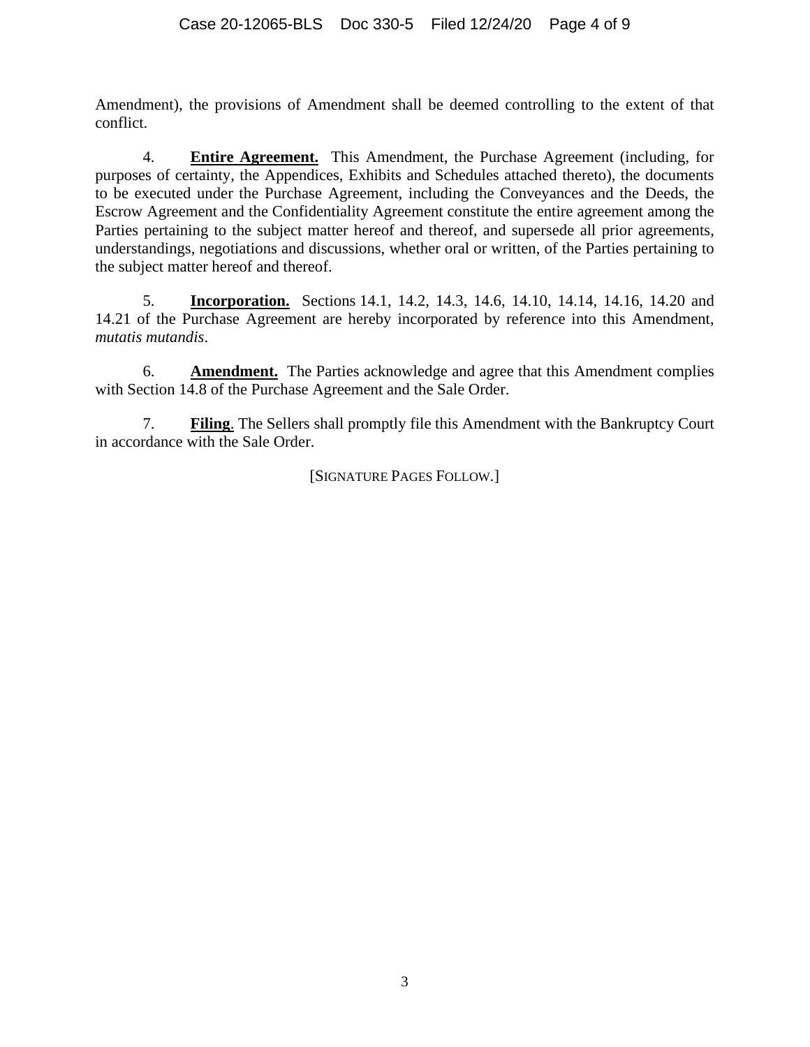Amendment), the provisions of Amendment shall be deemed controlling to the extent of that conflict.

4. **Entire Agreement.** This Amendment, the Purchase Agreement (including, for purposes of certainty, the Appendices, Exhibits and Schedules attached thereto), the documents to be executed under the Purchase Agreement, including the Conveyances and the Deeds, the Escrow Agreement and the Confidentiality Agreement constitute the entire agreement among the Parties pertaining to the subject matter hereof and thereof, and supersede all prior agreements, understandings, negotiations and discussions, whether oral or written, of the Parties pertaining to the subject matter hereof and thereof.

5. **Incorporation.** Sections 14.1, 14.2, 14.3, 14.6, 14.10, 14.14, 14.16, 14.20 and 14.21 of the Purchase Agreement are hereby incorporated by reference into this Amendment, *mutatis mutandis*.

6. **Amendment.** The Parties acknowledge and agree that this Amendment complies with Section 14.8 of the Purchase Agreement and the Sale Order.

7. **Filing**. The Sellers shall promptly file this Amendment with the Bankruptcy Court in accordance with the Sale Order.

[SIGNATURE PAGES FOLLOW.]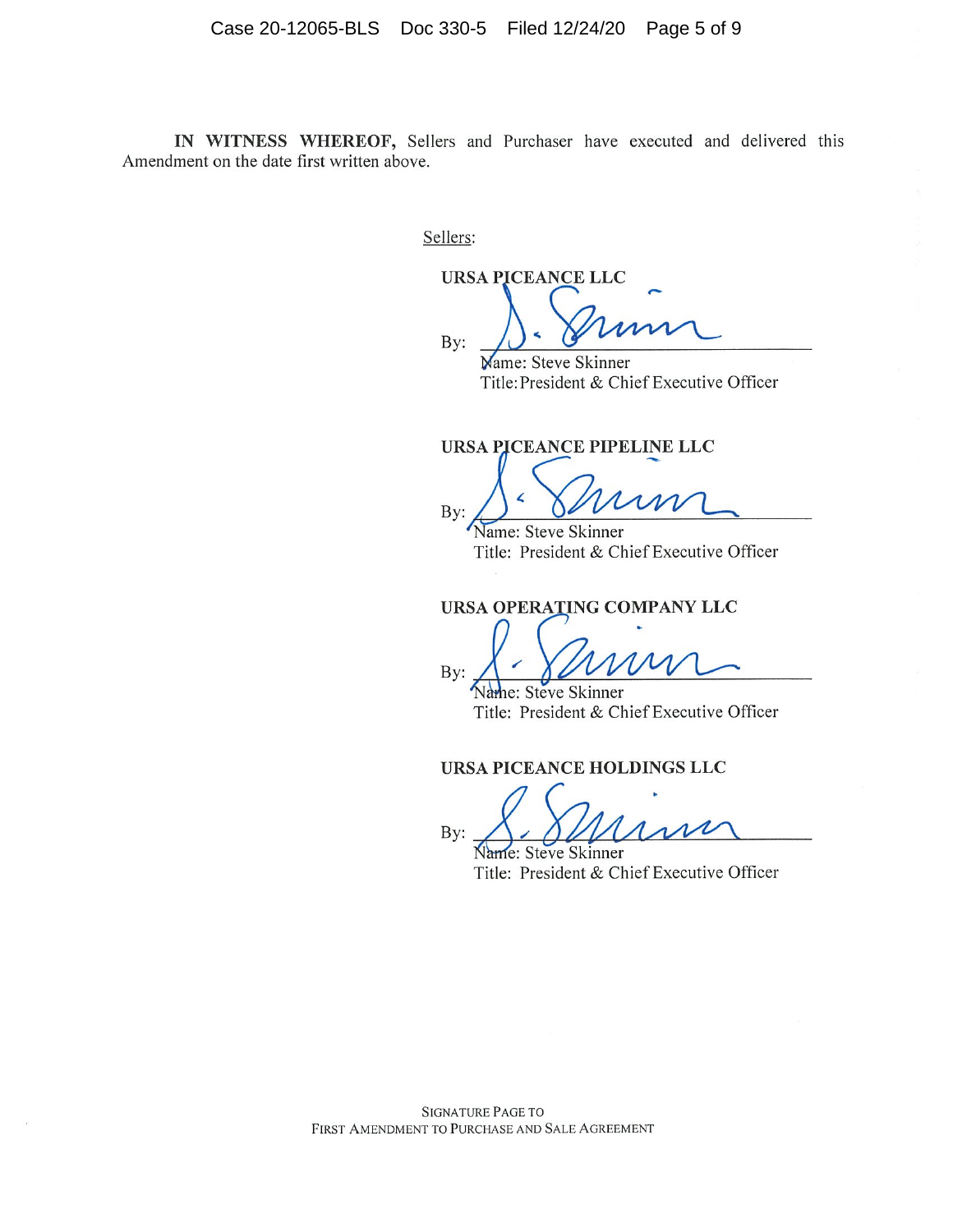**IN WITNESS WHEREOF,** Sellers and Purchaser have executed and delivered this Amendment on the date first written above.

Sellers:

**URSA PICEANCE LLC**

By: ______________________
Name: Steve Skinner
Title: President & Chief Executive Officer

**URSA PICEANCE PIPELINE LLC**

By: ______________________
Name: Steve Skinner
Title: President & Chief Executive Officer

**URSA OPERATING COMPANY LLC**

By: ______________________
Name: Steve Skinner
Title: President & Chief Executive Officer

**URSA PICEANCE HOLDINGS LLC**

By: ______________________
Name: Steve Skinner
Title: President & Chief Executive Officer

SIGNATURE PAGE TO
FIRST AMENDMENT TO PURCHASE AND SALE AGREEMENT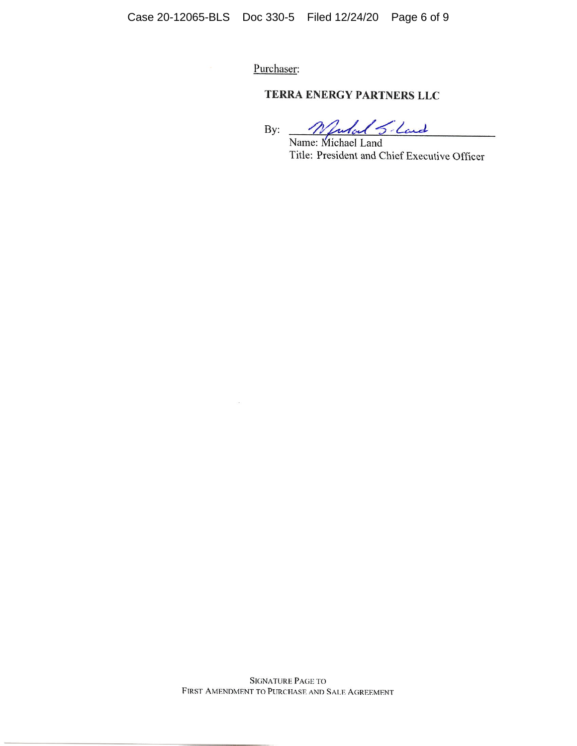Purchaser:

**TERRA ENERGY PARTNERS LLC**

By: _______________________

Name: Michael Land

Title: President and Chief Executive Officer

SIGNATURE PAGE TO
FIRST AMENDMENT TO PURCHASE AND SALE AGREEMENT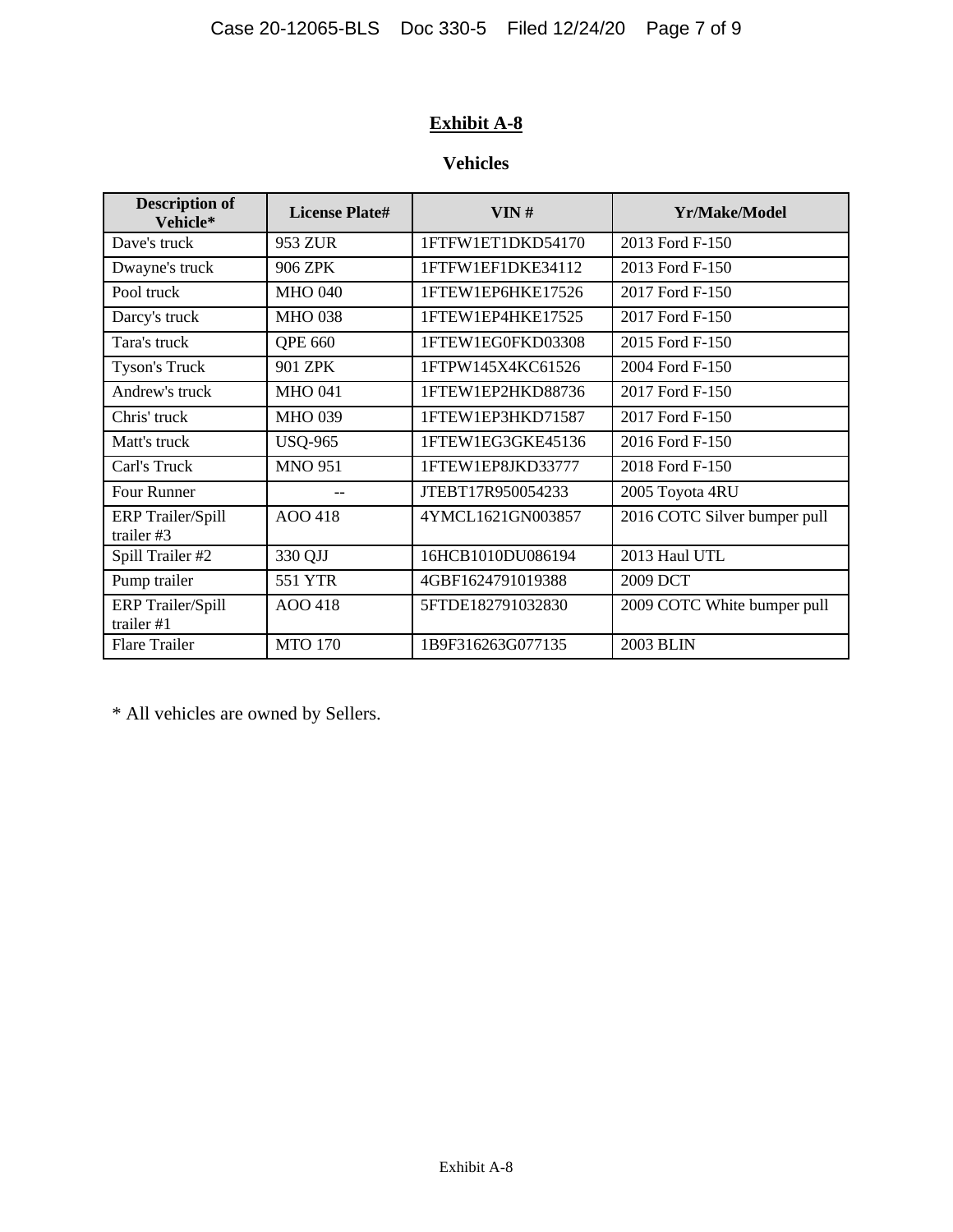**Exhibit A-8**

**Vehicles**

| Description of Vehicle* | License Plate# | VIN # | Yr/Make/Model |
|---|---|---|---|
| Dave's truck | 953 ZUR | 1FTFW1ET1DKD54170 | 2013 Ford F-150 |
| Dwayne's truck | 906 ZPK | 1FTFW1EF1DKE34112 | 2013 Ford F-150 |
| Pool truck | MHO 040 | 1FTEW1EP6HKE17526 | 2017 Ford F-150 |
| Darcy's truck | MHO 038 | 1FTEW1EP4HKE17525 | 2017 Ford F-150 |
| Tara's truck | QPE 660 | 1FTEW1EG0FKD03308 | 2015 Ford F-150 |
| Tyson's Truck | 901 ZPK | 1FTPW145X4KC61526 | 2004 Ford F-150 |
| Andrew's truck | MHO 041 | 1FTEW1EP2HKD88736 | 2017 Ford F-150 |
| Chris' truck | MHO 039 | 1FTEW1EP3HKD71587 | 2017 Ford F-150 |
| Matt's truck | USQ-965 | 1FTEW1EG3GKE45136 | 2016 Ford F-150 |
| Carl's Truck | MNO 951 | 1FTEW1EP8JKD33777 | 2018 Ford F-150 |
| Four Runner | -- | JTEBT17R950054233 | 2005 Toyota 4RU |
| ERP Trailer/Spill trailer #3 | AOO 418 | 4YMCL1621GN003857 | 2016 COTC Silver bumper pull |
| Spill Trailer #2 | 330 QJJ | 16HCB1010DU086194 | 2013 Haul UTL |
| Pump trailer | 551 YTR | 4GBF1624791019388 | 2009 DCT |
| ERP Trailer/Spill trailer #1 | AOO 418 | 5FTDE182791032830 | 2009 COTC White bumper pull |
| Flare Trailer | MTO 170 | 1B9F316263G077135 | 2003 BLIN |

* All vehicles are owned by Sellers.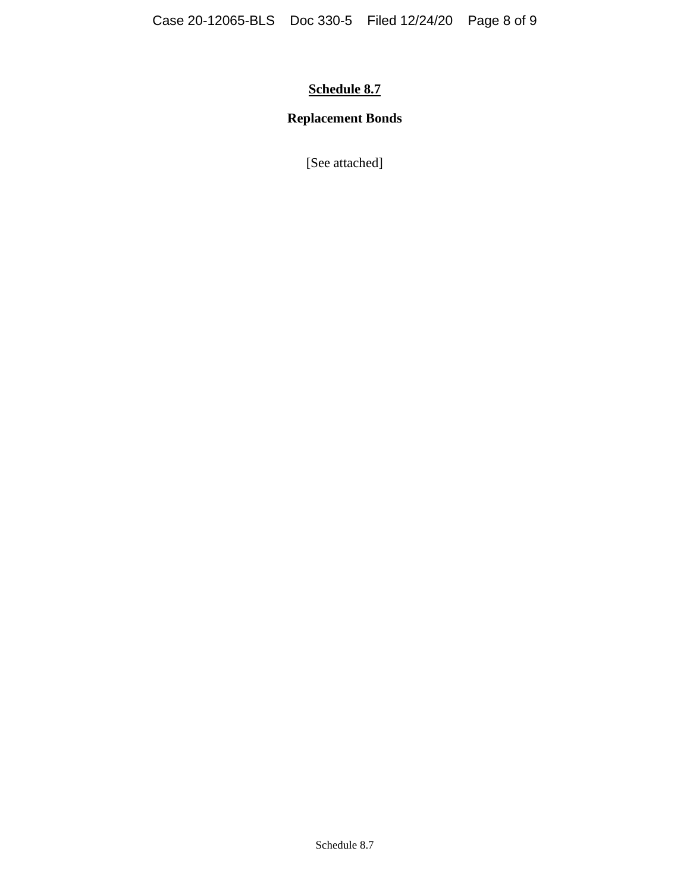# Schedule 8.7

## Replacement Bonds

[See attached]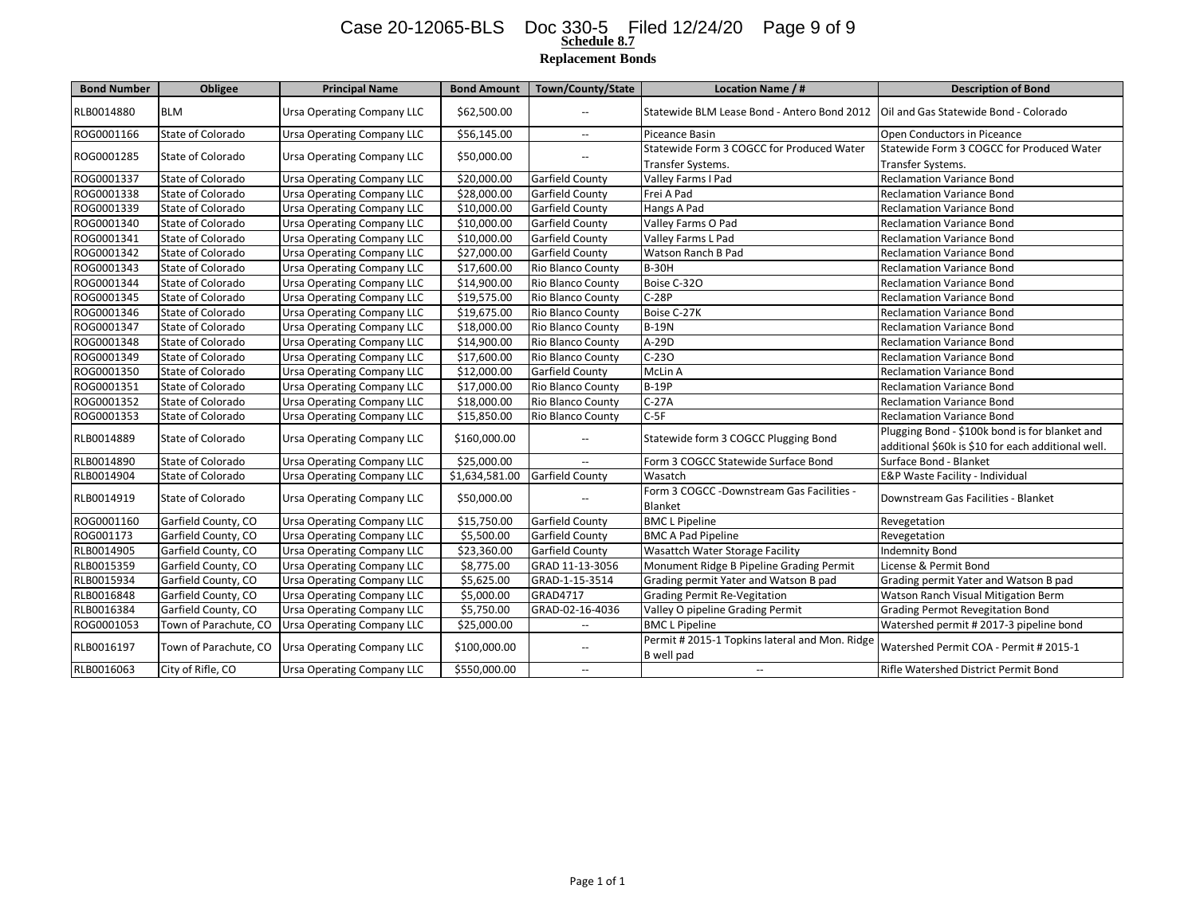**Schedule 8.7**

**Replacement Bonds**

| Bond Number | Obligee | Principal Name | Bond Amount | Town/County/State | Location Name / # | Description of Bond |
|---|---|---|---|---|---|---|
| RLB0014880 | BLM | Ursa Operating Company LLC | $62,500.00 | -- | Statewide BLM Lease Bond - Antero Bond 2012 | Oil and Gas Statewide Bond - Colorado |
| ROG0001166 | State of Colorado | Ursa Operating Company LLC | $56,145.00 | -- | Piceance Basin | Open Conductors in Piceance |
| ROG0001285 | State of Colorado | Ursa Operating Company LLC | $50,000.00 | -- | Statewide Form 3 COGCC for Produced Water Transfer Systems. | Statewide Form 3 COGCC for Produced Water Transfer Systems. |
| ROG0001337 | State of Colorado | Ursa Operating Company LLC | $20,000.00 | Garfield County | Valley Farms I Pad | Reclamation Variance Bond |
| ROG0001338 | State of Colorado | Ursa Operating Company LLC | $28,000.00 | Garfield County | Frei A Pad | Reclamation Variance Bond |
| ROG0001339 | State of Colorado | Ursa Operating Company LLC | $10,000.00 | Garfield County | Hangs A Pad | Reclamation Variance Bond |
| ROG0001340 | State of Colorado | Ursa Operating Company LLC | $10,000.00 | Garfield County | Valley Farms O Pad | Reclamation Variance Bond |
| ROG0001341 | State of Colorado | Ursa Operating Company LLC | $10,000.00 | Garfield County | Valley Farms L Pad | Reclamation Variance Bond |
| ROG0001342 | State of Colorado | Ursa Operating Company LLC | $27,000.00 | Garfield County | Watson Ranch B Pad | Reclamation Variance Bond |
| ROG0001343 | State of Colorado | Ursa Operating Company LLC | $17,600.00 | Rio Blanco County | B-30H | Reclamation Variance Bond |
| ROG0001344 | State of Colorado | Ursa Operating Company LLC | $14,900.00 | Rio Blanco County | Boise C-32O | Reclamation Variance Bond |
| ROG0001345 | State of Colorado | Ursa Operating Company LLC | $19,575.00 | Rio Blanco County | C-28P | Reclamation Variance Bond |
| ROG0001346 | State of Colorado | Ursa Operating Company LLC | $19,675.00 | Rio Blanco County | Boise C-27K | Reclamation Variance Bond |
| ROG0001347 | State of Colorado | Ursa Operating Company LLC | $18,000.00 | Rio Blanco County | B-19N | Reclamation Variance Bond |
| ROG0001348 | State of Colorado | Ursa Operating Company LLC | $14,900.00 | Rio Blanco County | A-29D | Reclamation Variance Bond |
| ROG0001349 | State of Colorado | Ursa Operating Company LLC | $17,600.00 | Rio Blanco County | C-23O | Reclamation Variance Bond |
| ROG0001350 | State of Colorado | Ursa Operating Company LLC | $12,000.00 | Garfield County | McLin A | Reclamation Variance Bond |
| ROG0001351 | State of Colorado | Ursa Operating Company LLC | $17,000.00 | Rio Blanco County | B-19P | Reclamation Variance Bond |
| ROG0001352 | State of Colorado | Ursa Operating Company LLC | $18,000.00 | Rio Blanco County | C-27A | Reclamation Variance Bond |
| ROG0001353 | State of Colorado | Ursa Operating Company LLC | $15,850.00 | Rio Blanco County | C-5F | Reclamation Variance Bond |
| RLB0014889 | State of Colorado | Ursa Operating Company LLC | $160,000.00 | -- | Statewide form 3 COGCC Plugging Bond | Plugging Bond - $100k bond is for blanket and additional $60k is $10 for each additional well. |
| RLB0014890 | State of Colorado | Ursa Operating Company LLC | $25,000.00 | -- | Form 3 COGCC Statewide Surface Bond | Surface Bond - Blanket |
| RLB0014904 | State of Colorado | Ursa Operating Company LLC | $1,634,581.00 | Garfield County | Wasatch | E&P Waste Facility - Individual |
| RLB0014919 | State of Colorado | Ursa Operating Company LLC | $50,000.00 | -- | Form 3 COGCC -Downstream Gas Facilities - Blanket | Downstream Gas Facilities - Blanket |
| ROG0001160 | Garfield County, CO | Ursa Operating Company LLC | $15,750.00 | Garfield County | BMC L Pipeline | Revegetation |
| ROG001173 | Garfield County, CO | Ursa Operating Company LLC | $5,500.00 | Garfield County | BMC A Pad Pipeline | Revegetation |
| RLB0014905 | Garfield County, CO | Ursa Operating Company LLC | $23,360.00 | Garfield County | Wasattch Water Storage Facility | Indemnity Bond |
| RLB0015359 | Garfield County, CO | Ursa Operating Company LLC | $8,775.00 | GRAD 11-13-3056 | Monument Ridge B Pipeline Grading Permit | License & Permit Bond |
| RLB0015934 | Garfield County, CO | Ursa Operating Company LLC | $5,625.00 | GRAD-1-15-3514 | Grading permit Yater and Watson B pad | Grading permit Yater and Watson B pad |
| RLB0016848 | Garfield County, CO | Ursa Operating Company LLC | $5,000.00 | GRAD4717 | Grading Permit Re-Vegitation | Watson Ranch Visual Mitigation Berm |
| RLB0016384 | Garfield County, CO | Ursa Operating Company LLC | $5,750.00 | GRAD-02-16-4036 | Valley O pipeline Grading Permit | Grading Permot Revegitation Bond |
| ROG0001053 | Town of Parachute, CO | Ursa Operating Company LLC | $25,000.00 | -- | BMC L Pipeline | Watershed permit # 2017-3 pipeline bond |
| RLB0016197 | Town of Parachute, CO | Ursa Operating Company LLC | $100,000.00 | -- | Permit # 2015-1 Topkins lateral and Mon. Ridge B well pad | Watershed Permit COA - Permit # 2015-1 |
| RLB0016063 | City of Rifle, CO | Ursa Operating Company LLC | $550,000.00 | -- | -- | Rifle Watershed District Permit Bond |